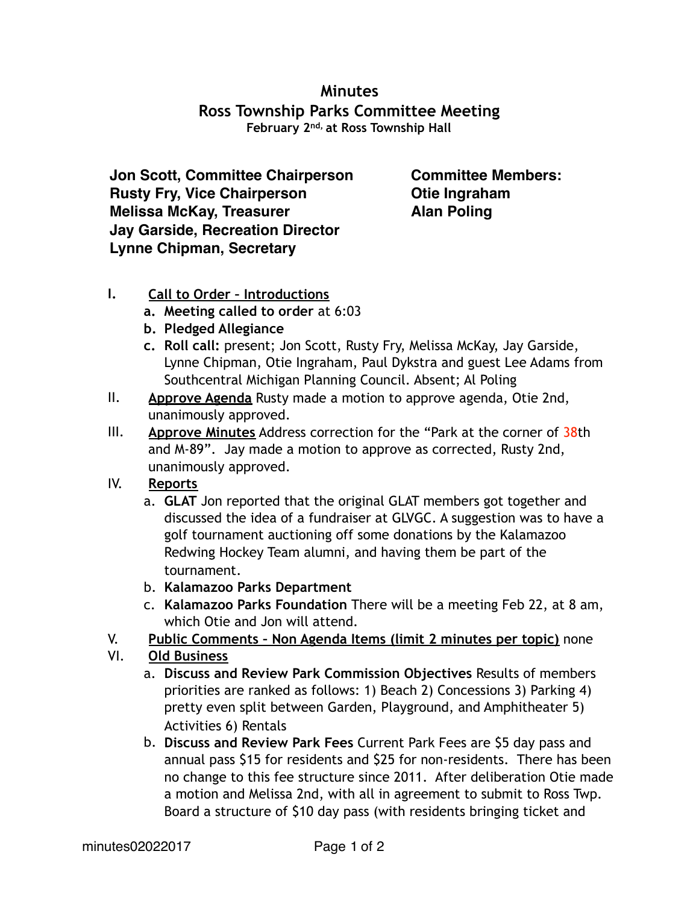# Minutes

## Ross Township Parks Committee Meeting

**February 2nd, at Ross Township Hall**

**Jon Scott, Committee Chairperson**
**Rusty Fry, Vice Chairperson**
**Melissa McKay, Treasurer**
**Jay Garside, Recreation Director**
**Lynne Chipman, Secretary**

**Committee Members:**
**Otie Ingraham**
**Alan Poling**

I. **Call to Order – Introductions**
   a. **Meeting called to order** at 6:03
   b. **Pledged Allegiance**
   c. **Roll call:** present; Jon Scott, Rusty Fry, Melissa McKay, Jay Garside, Lynne Chipman, Otie Ingraham, Paul Dykstra and guest Lee Adams from Southcentral Michigan Planning Council. Absent; Al Poling

II. **Approve Agenda** Rusty made a motion to approve agenda, Otie 2nd, unanimously approved.

III. **Approve Minutes** Address correction for the "Park at the corner of 38th and M-89". Jay made a motion to approve as corrected, Rusty 2nd, unanimously approved.

IV. **Reports**
   a. **GLAT** Jon reported that the original GLAT members got together and discussed the idea of a fundraiser at GLVGC. A suggestion was to have a golf tournament auctioning off some donations by the Kalamazoo Redwing Hockey Team alumni, and having them be part of the tournament.
   b. **Kalamazoo Parks Department**
   c. **Kalamazoo Parks Foundation** There will be a meeting Feb 22, at 8 am, which Otie and Jon will attend.

V. **Public Comments – Non Agenda Items (limit 2 minutes per topic)** none

VI. **Old Business**
   a. **Discuss and Review Park Commission Objectives** Results of members priorities are ranked as follows: 1) Beach 2) Concessions 3) Parking 4) pretty even split between Garden, Playground, and Amphitheater 5) Activities 6) Rentals
   b. **Discuss and Review Park Fees** Current Park Fees are $5 day pass and annual pass $15 for residents and $25 for non-residents. There has been no change to this fee structure since 2011. After deliberation Otie made a motion and Melissa 2nd, with all in agreement to submit to Ross Twp. Board a structure of $10 day pass (with residents bringing ticket and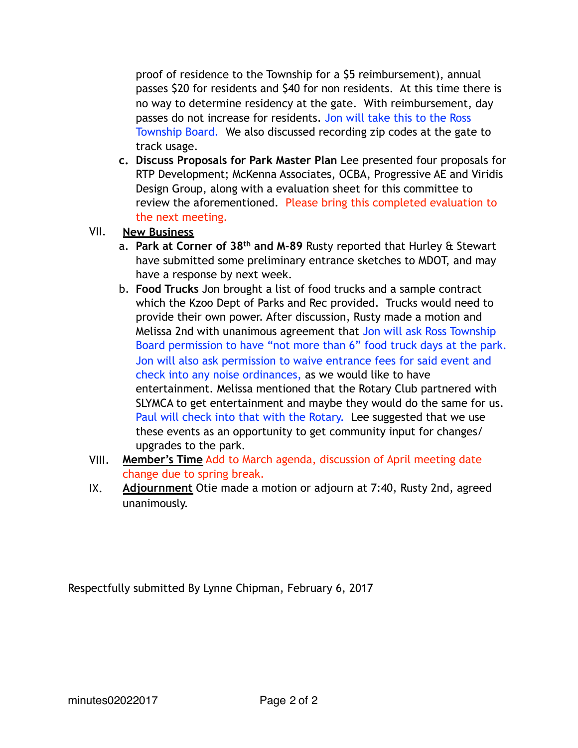proof of residence to the Township for a $5 reimbursement), annual passes $20 for residents and $40 for non residents. At this time there is no way to determine residency at the gate. With reimbursement, day passes do not increase for residents. Jon will take this to the Ross Township Board. We also discussed recording zip codes at the gate to track usage.

c. **Discuss Proposals for Park Master Plan** Lee presented four proposals for RTP Development; McKenna Associates, OCBA, Progressive AE and Viridis Design Group, along with a evaluation sheet for this committee to review the aforementioned. Please bring this completed evaluation to the next meeting.

VII. **New Business**

a. **Park at Corner of 38th and M-89** Rusty reported that Hurley & Stewart have submitted some preliminary entrance sketches to MDOT, and may have a response by next week.

b. **Food Trucks** Jon brought a list of food trucks and a sample contract which the Kzoo Dept of Parks and Rec provided. Trucks would need to provide their own power. After discussion, Rusty made a motion and Melissa 2nd with unanimous agreement that Jon will ask Ross Township Board permission to have "not more than 6" food truck days at the park. Jon will also ask permission to waive entrance fees for said event and check into any noise ordinances, as we would like to have entertainment. Melissa mentioned that the Rotary Club partnered with SLYMCA to get entertainment and maybe they would do the same for us. Paul will check into that with the Rotary. Lee suggested that we use these events as an opportunity to get community input for changes/ upgrades to the park.

VIII. **Member's Time** Add to March agenda, discussion of April meeting date change due to spring break.

IX. **Adjournment** Otie made a motion or adjourn at 7:40, Rusty 2nd, agreed unanimously.

Respectfully submitted By Lynne Chipman, February 6, 2017

minutes02022017